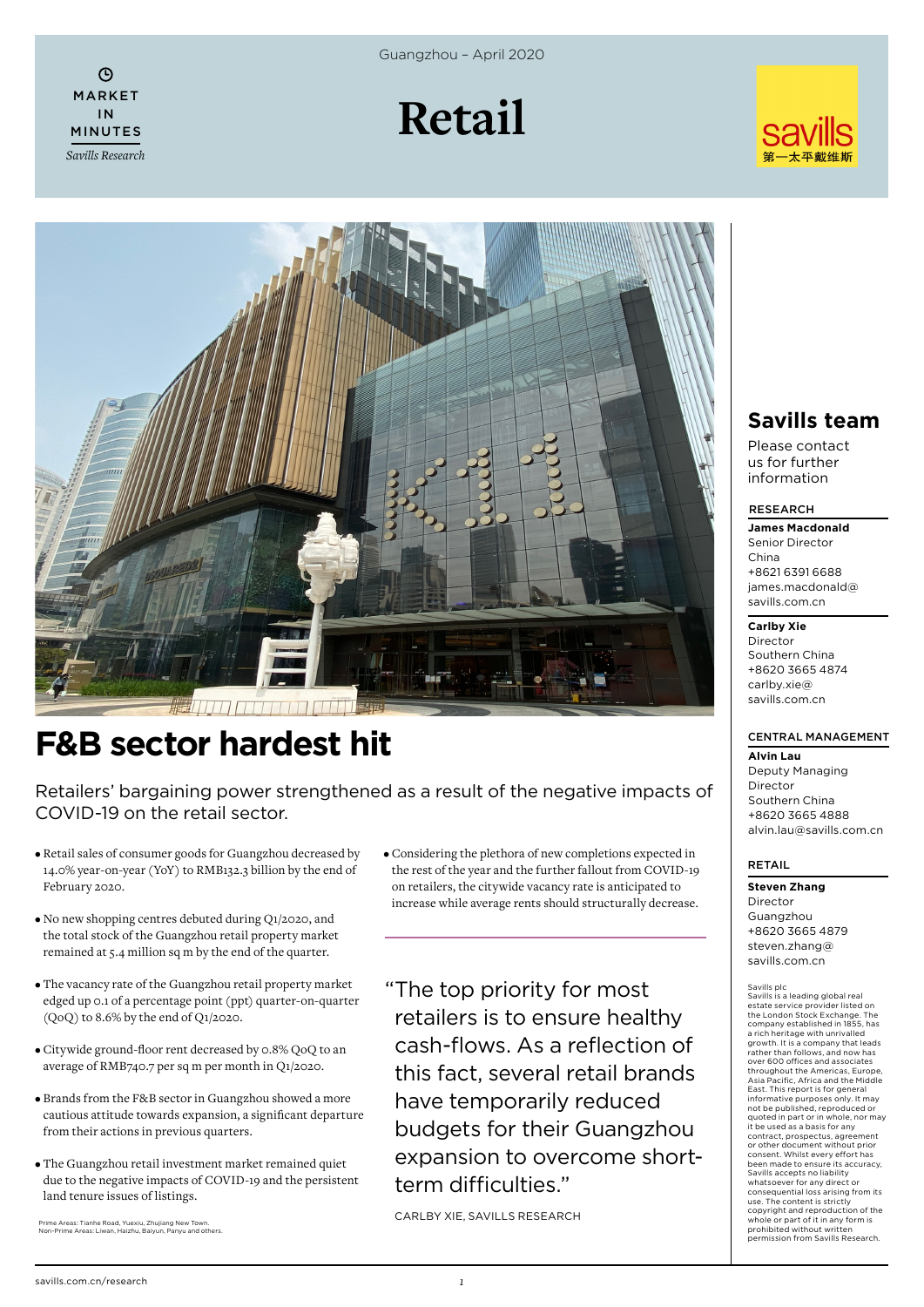Guangzhou – April 2020

MARKET IN MINUTES

*Savills Research*

# Retail

# F&B sector hardest hit

Retailers' bargaining power strengthened as a result of the negative impacts of COVID-19 on the retail sector.

- Retail sales of consumer goods for Guangzhou decreased by 14.0% year-on-year (YoY) to RMB132.3 billion by the end of February 2020.
- No new shopping centres debuted during Q1/2020, and the total stock of the Guangzhou retail property market remained at 5.4 million sq m by the end of the quarter.
- The vacancy rate of the Guangzhou retail property market edged up 0.1 of a percentage point (ppt) quarter-on-quarter (QoQ) to 8.6% by the end of Q1/2020.
- Citywide ground-floor rent decreased by 0.8% QoQ to an average of RMB740.7 per sq m per month in Q1/2020.
- Brands from the F&B sector in Guangzhou showed a more cautious attitude towards expansion, a significant departure from their actions in previous quarters.
- The Guangzhou retail investment market remained quiet due to the negative impacts of COVID-19 and the persistent land tenure issues of listings.
- Considering the plethora of new completions expected in the rest of the year and the further fallout from COVID-19 on retailers, the citywide vacancy rate is anticipated to increase while average rents should structurally decrease.

Prime Areas: Tianhe Road, Yuexiu, Zhujiang New Town.
Non-Prime Areas: Liwan, Haizhu, Baiyun, Panyu and others.

> "The top priority for most retailers is to ensure healthy cash-flows. As a reflection of this fact, several retail brands have temporarily reduced budgets for their Guangzhou expansion to overcome short-term difficulties."

CARLBY XIE, SAVILLS RESEARCH

## Savills team

Please contact us for further information

### RESEARCH

**James Macdonald**
Senior Director
China
+8621 6391 6688
james.macdonald@savills.com.cn

**Carlby Xie**
Director
Southern China
+8620 3665 4874
carlby.xie@savills.com.cn

### CENTRAL MANAGEMENT

**Alvin Lau**
Deputy Managing Director
Southern China
+8620 3665 4888
alvin.lau@savills.com.cn

### RETAIL

**Steven Zhang**
Director
Guangzhou
+8620 3665 4879
steven.zhang@savills.com.cn

Savills plc
Savills is a leading global real estate service provider listed on the London Stock Exchange. The company established in 1855, has a rich heritage with unrivalled growth. It is a company that leads rather than follows, and now has over 600 offices and associates throughout the Americas, Europe, Asia Pacific, Africa and the Middle East. This report is for general informative purposes only. It may not be published, reproduced or quoted in part or in whole, nor may it be used as a basis for any contract, prospectus, agreement or other document without prior consent. Whilst every effort has been made to ensure its accuracy, Savills accepts no liability whatsoever for any direct or consequential loss arising from its use. The content is strictly copyright and reproduction of the whole or part of it in any form is prohibited without written permission from Savills Research.

savills.com.cn/research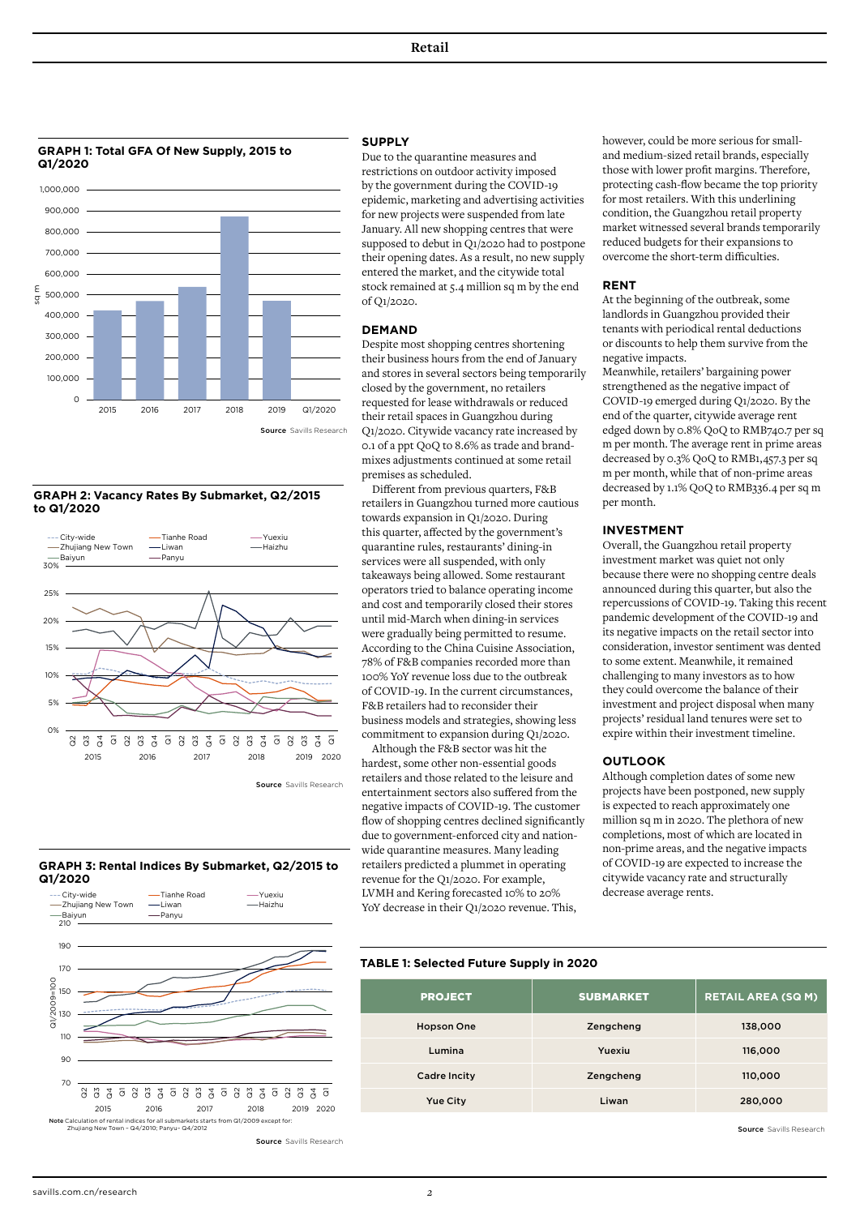### GRAPH 1: Total GFA Of New Supply, 2015 to Q1/2020

sq m

1,000,000
900,000
800,000
700,000
600,000
500,000
400,000
300,000
200,000
100,000
0

2015 2016 2017 2018 2019 Q1/2020

Source Savills Research

### GRAPH 2: Vacancy Rates By Submarket, Q2/2015 to Q1/2020

City-wide, Tianhe Road, Yuexiu, Zhujiang New Town, Liwan, Haizhu, Baiyun, Panyu

30%
25%
20%
15%
10%
5%
0%

Q2 Q3 Q4 Q1 Q2 Q3 Q4 Q1 Q2 Q3 Q4 Q1 Q2 Q3 Q4 Q1 Q2 Q3 Q4 Q1

2015 2016 2017 2018 2019 2020

Source Savills Research

### GRAPH 3: Rental Indices By Submarket, Q2/2015 to Q1/2020

City-wide, Tianhe Road, Yuexiu, Zhujiang New Town, Liwan, Haizhu, Baiyun, Panyu

Q1/2009=100

210
190
170
150
130
110
90
70

Q2 Q3 Q4 Q1 Q2 Q3 Q4 Q1 Q2 Q3 Q4 Q1 Q2 Q3 Q4 Q1 Q2 Q3 Q4 Q1

2015 2016 2017 2018 2019 2020

Note Calculation of rental indices for all submarkets starts from Q1/2009 except for: Zhujiang New Town – Q4/2010; Panyu– Q4/2012

Source Savills Research

## SUPPLY

Due to the quarantine measures and restrictions on outdoor activity imposed by the government during the COVID-19 epidemic, marketing and advertising activities for new projects were suspended from late January. All new shopping centres that were supposed to debut in Q1/2020 had to postpone their opening dates. As a result, no new supply entered the market, and the citywide total stock remained at 5.4 million sq m by the end of Q1/2020.

## DEMAND

Despite most shopping centres shortening their business hours from the end of January and stores in several sectors being temporarily closed by the government, no retailers requested for lease withdrawals or reduced their retail spaces in Guangzhou during Q1/2020. Citywide vacancy rate increased by 0.1 of a ppt QoQ to 8.6% as trade and brand-mixes adjustments continued at some retail premises as scheduled.

Different from previous quarters, F&B retailers in Guangzhou turned more cautious towards expansion in Q1/2020. During this quarter, affected by the government's quarantine rules, restaurants' dining-in services were all suspended, with only takeaways being allowed. Some restaurant operators tried to balance operating income and cost and temporarily closed their stores until mid-March when dining-in services were gradually being permitted to resume. According to the China Cuisine Association, 78% of F&B companies recorded more than 100% YoY revenue loss due to the outbreak of COVID-19. In the current circumstances, F&B retailers had to reconsider their business models and strategies, showing less commitment to expansion during Q1/2020.

Although the F&B sector was hit the hardest, some other non-essential goods retailers and those related to the leisure and entertainment sectors also suffered from the negative impacts of COVID-19. The customer flow of shopping centres declined significantly due to government-enforced city and nation-wide quarantine measures. Many leading retailers predicted a plummet in operating revenue for the Q1/2020. For example, LVMH and Kering forecasted 10% to 20% YoY decrease in their Q1/2020 revenue. This, however, could be more serious for small- and medium-sized retail brands, especially those with lower profit margins. Therefore, protecting cash-flow became the top priority for most retailers. With this underlining condition, the Guangzhou retail property market witnessed several brands temporarily reduced budgets for their expansions to overcome the short-term difficulties.

## RENT

At the beginning of the outbreak, some landlords in Guangzhou provided their tenants with periodical rental deductions or discounts to help them survive from the negative impacts.

Meanwhile, retailers' bargaining power strengthened as the negative impact of COVID-19 emerged during Q1/2020. By the end of the quarter, citywide average rent edged down by 0.8% QoQ to RMB740.7 per sq m per month. The average rent in prime areas decreased by 0.3% QoQ to RMB1,457.3 per sq m per month, while that of non-prime areas decreased by 1.1% QoQ to RMB336.4 per sq m per month.

## INVESTMENT

Overall, the Guangzhou retail property investment market was quiet not only because there were no shopping centre deals announced during this quarter, but also the repercussions of COVID-19. Taking this recent pandemic development of the COVID-19 and its negative impacts on the retail sector into consideration, investor sentiment was dented to some extent. Meanwhile, it remained challenging to many investors as to how they could overcome the balance of their investment and project disposal when many projects' residual land tenures were set to expire within their investment timeline.

## OUTLOOK

Although completion dates of some new projects have been postponed, new supply is expected to reach approximately one million sq m in 2020. The plethora of new completions, most of which are located in non-prime areas, and the negative impacts of COVID-19 are expected to increase the citywide vacancy rate and structurally decrease average rents.

### TABLE 1: Selected Future Supply in 2020

| PROJECT | SUBMARKET | RETAIL AREA (SQ M) |
|---|---|---|
| Hopson One | Zengcheng | 138,000 |
| Lumina | Yuexiu | 116,000 |
| Cadre Incity | Zengcheng | 110,000 |
| Yue City | Liwan | 280,000 |

Source Savills Research